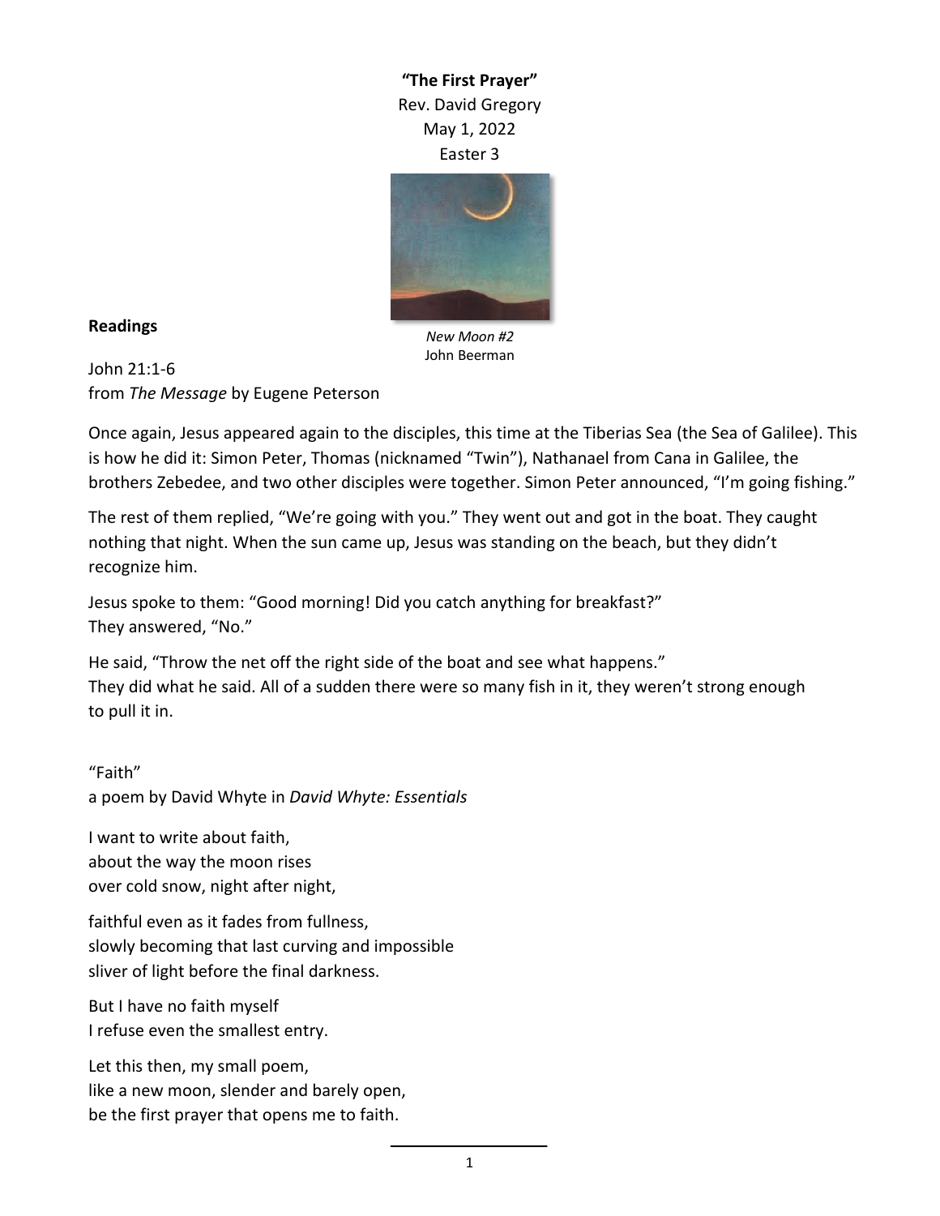**"The First Prayer"**
Rev. David Gregory
May 1, 2022
Easter 3

*New Moon #2*
John Beerman

**Readings**

John 21:1-6
from *The Message* by Eugene Peterson

Once again, Jesus appeared again to the disciples, this time at the Tiberias Sea (the Sea of Galilee). This is how he did it: Simon Peter, Thomas (nicknamed "Twin"), Nathanael from Cana in Galilee, the brothers Zebedee, and two other disciples were together. Simon Peter announced, "I'm going fishing."

The rest of them replied, "We're going with you." They went out and got in the boat. They caught nothing that night. When the sun came up, Jesus was standing on the beach, but they didn't recognize him.

Jesus spoke to them: "Good morning! Did you catch anything for breakfast?"
They answered, "No."

He said, "Throw the net off the right side of the boat and see what happens."
They did what he said. All of a sudden there were so many fish in it, they weren't strong enough to pull it in.

"Faith"
a poem by David Whyte in *David Whyte: Essentials*

I want to write about faith,
about the way the moon rises
over cold snow, night after night,

faithful even as it fades from fullness,
slowly becoming that last curving and impossible
sliver of light before the final darkness.

But I have no faith myself
I refuse even the smallest entry.

Let this then, my small poem,
like a new moon, slender and barely open,
be the first prayer that opens me to faith.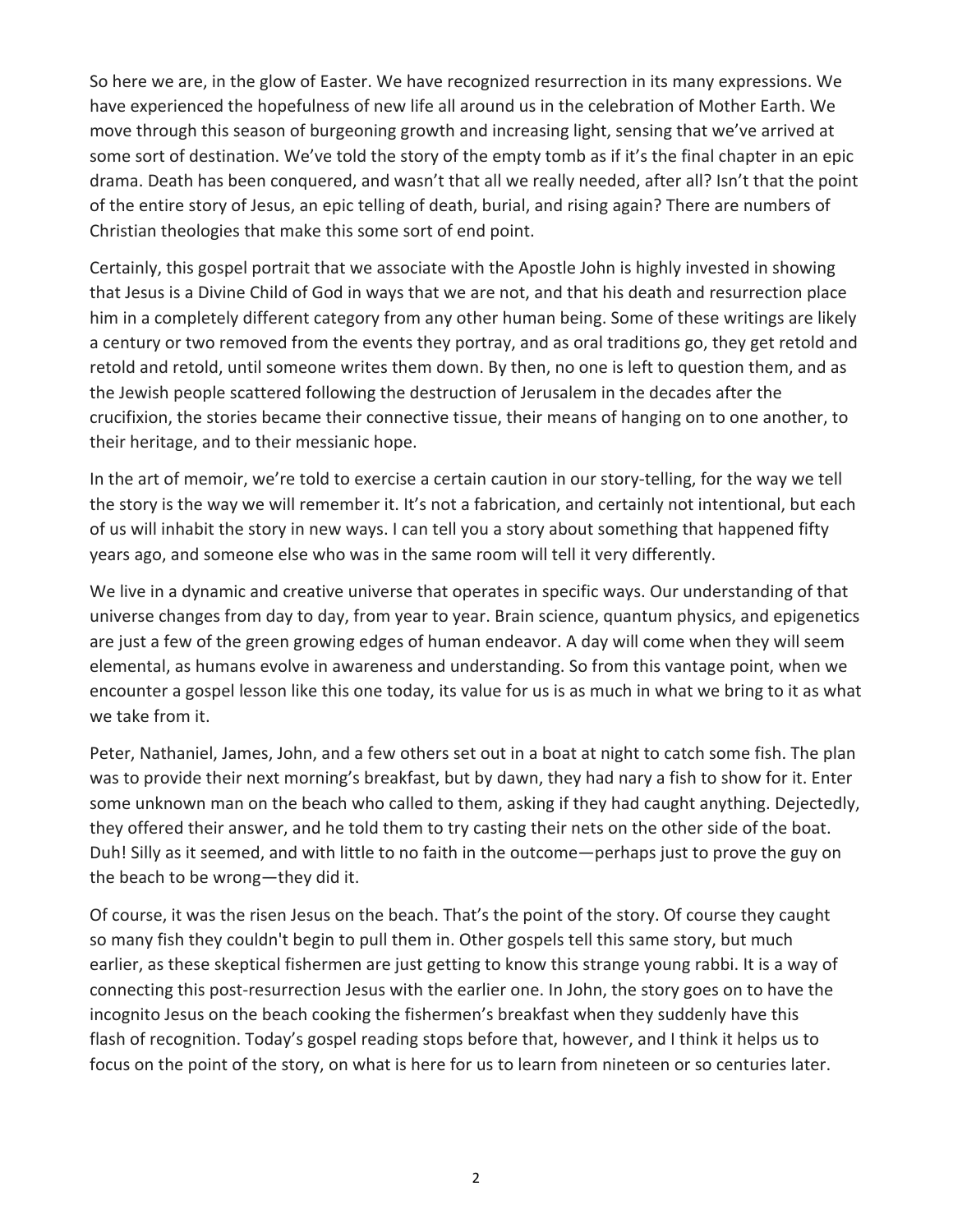So here we are, in the glow of Easter. We have recognized resurrection in its many expressions. We have experienced the hopefulness of new life all around us in the celebration of Mother Earth. We move through this season of burgeoning growth and increasing light, sensing that we've arrived at some sort of destination. We've told the story of the empty tomb as if it's the final chapter in an epic drama. Death has been conquered, and wasn't that all we really needed, after all? Isn't that the point of the entire story of Jesus, an epic telling of death, burial, and rising again? There are numbers of Christian theologies that make this some sort of end point.

Certainly, this gospel portrait that we associate with the Apostle John is highly invested in showing that Jesus is a Divine Child of God in ways that we are not, and that his death and resurrection place him in a completely different category from any other human being. Some of these writings are likely a century or two removed from the events they portray, and as oral traditions go, they get retold and retold and retold, until someone writes them down. By then, no one is left to question them, and as the Jewish people scattered following the destruction of Jerusalem in the decades after the crucifixion, the stories became their connective tissue, their means of hanging on to one another, to their heritage, and to their messianic hope.

In the art of memoir, we're told to exercise a certain caution in our story-telling, for the way we tell the story is the way we will remember it. It's not a fabrication, and certainly not intentional, but each of us will inhabit the story in new ways. I can tell you a story about something that happened fifty years ago, and someone else who was in the same room will tell it very differently.

We live in a dynamic and creative universe that operates in specific ways. Our understanding of that universe changes from day to day, from year to year. Brain science, quantum physics, and epigenetics are just a few of the green growing edges of human endeavor. A day will come when they will seem elemental, as humans evolve in awareness and understanding. So from this vantage point, when we encounter a gospel lesson like this one today, its value for us is as much in what we bring to it as what we take from it.

Peter, Nathaniel, James, John, and a few others set out in a boat at night to catch some fish. The plan was to provide their next morning's breakfast, but by dawn, they had nary a fish to show for it. Enter some unknown man on the beach who called to them, asking if they had caught anything. Dejectedly, they offered their answer, and he told them to try casting their nets on the other side of the boat. Duh! Silly as it seemed, and with little to no faith in the outcome—perhaps just to prove the guy on the beach to be wrong—they did it.

Of course, it was the risen Jesus on the beach. That's the point of the story. Of course they caught so many fish they couldn't begin to pull them in. Other gospels tell this same story, but much earlier, as these skeptical fishermen are just getting to know this strange young rabbi. It is a way of connecting this post-resurrection Jesus with the earlier one. In John, the story goes on to have the incognito Jesus on the beach cooking the fishermen's breakfast when they suddenly have this flash of recognition. Today's gospel reading stops before that, however, and I think it helps us to focus on the point of the story, on what is here for us to learn from nineteen or so centuries later.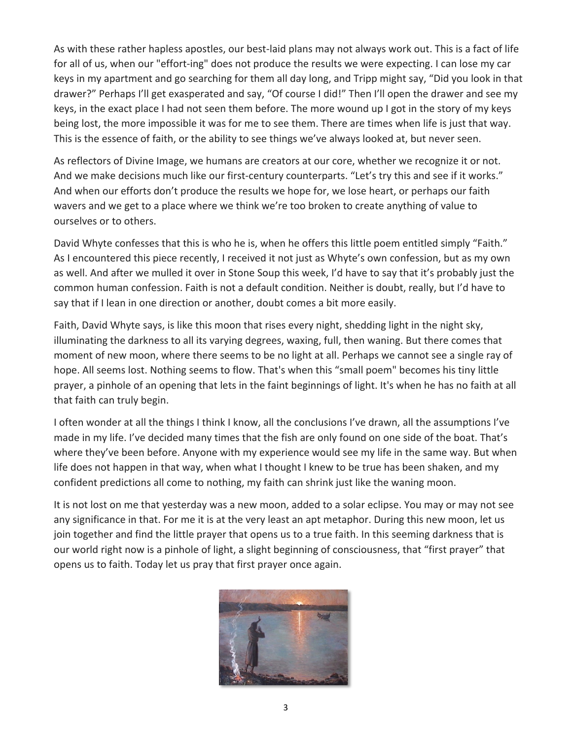As with these rather hapless apostles, our best-laid plans may not always work out. This is a fact of life for all of us, when our "effort-ing" does not produce the results we were expecting. I can lose my car keys in my apartment and go searching for them all day long, and Tripp might say, “Did you look in that drawer?” Perhaps I’ll get exasperated and say, “Of course I did!” Then I’ll open the drawer and see my keys, in the exact place I had not seen them before. The more wound up I got in the story of my keys being lost, the more impossible it was for me to see them. There are times when life is just that way. This is the essence of faith, or the ability to see things we’ve always looked at, but never seen.

As reflectors of Divine Image, we humans are creators at our core, whether we recognize it or not. And we make decisions much like our first-century counterparts. “Let’s try this and see if it works.” And when our efforts don’t produce the results we hope for, we lose heart, or perhaps our faith wavers and we get to a place where we think we’re too broken to create anything of value to ourselves or to others.

David Whyte confesses that this is who he is, when he offers this little poem entitled simply “Faith.” As I encountered this piece recently, I received it not just as Whyte’s own confession, but as my own as well. And after we mulled it over in Stone Soup this week, I’d have to say that it’s probably just the common human confession. Faith is not a default condition. Neither is doubt, really, but I’d have to say that if I lean in one direction or another, doubt comes a bit more easily.

Faith, David Whyte says, is like this moon that rises every night, shedding light in the night sky, illuminating the darkness to all its varying degrees, waxing, full, then waning. But there comes that moment of new moon, where there seems to be no light at all. Perhaps we cannot see a single ray of hope. All seems lost. Nothing seems to flow. That's when this “small poem" becomes his tiny little prayer, a pinhole of an opening that lets in the faint beginnings of light. It's when he has no faith at all that faith can truly begin.

I often wonder at all the things I think I know, all the conclusions I’ve drawn, all the assumptions I’ve made in my life. I’ve decided many times that the fish are only found on one side of the boat. That’s where they’ve been before. Anyone with my experience would see my life in the same way. But when life does not happen in that way, when what I thought I knew to be true has been shaken, and my confident predictions all come to nothing, my faith can shrink just like the waning moon.

It is not lost on me that yesterday was a new moon, added to a solar eclipse. You may or may not see any significance in that. For me it is at the very least an apt metaphor. During this new moon, let us join together and find the little prayer that opens us to a true faith. In this seeming darkness that is our world right now is a pinhole of light, a slight beginning of consciousness, that “first prayer” that opens us to faith. Today let us pray that first prayer once again.